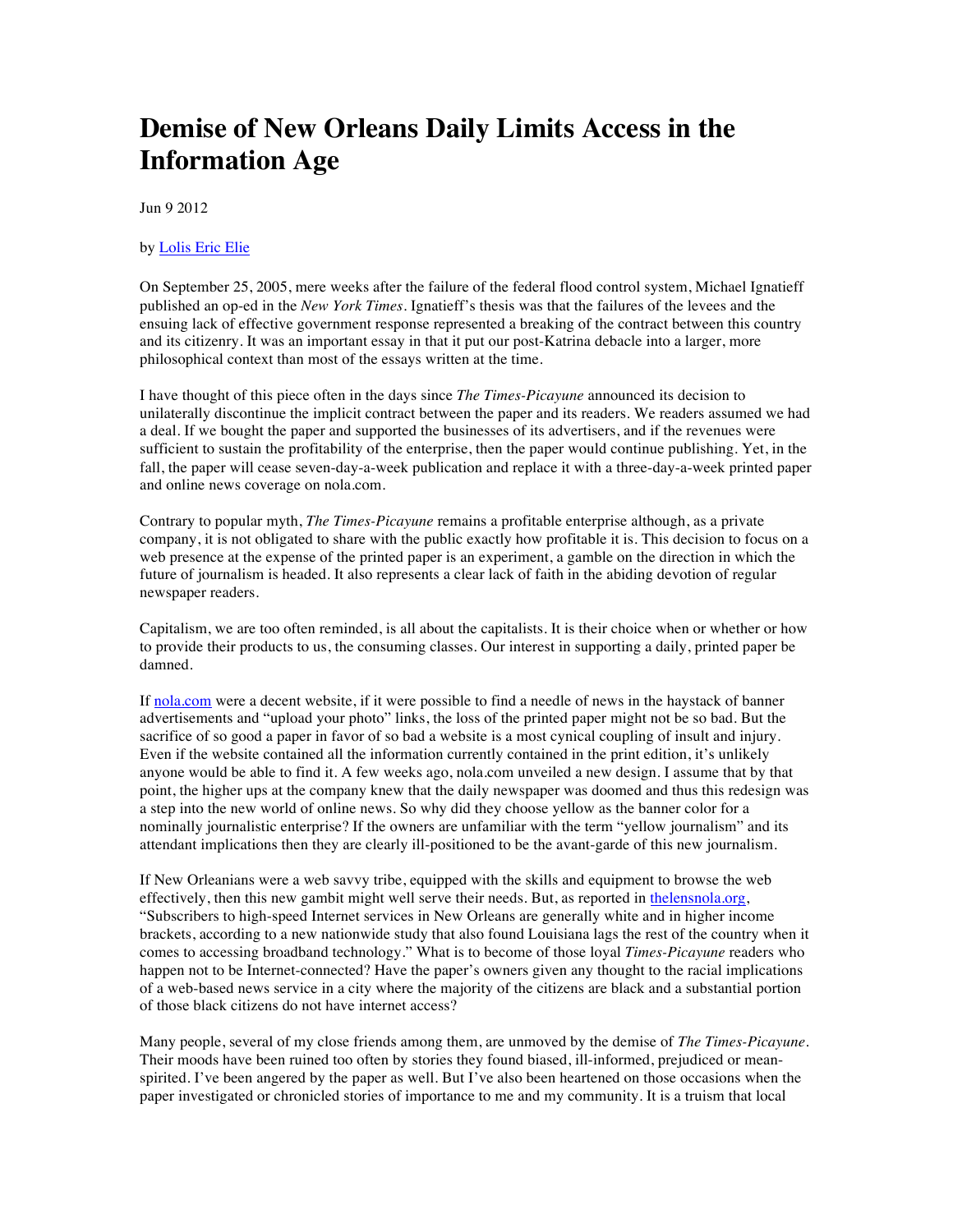# Demise of New Orleans Daily Limits Access in the Information Age

Jun 9 2012

by Lolis Eric Elie

On September 25, 2005, mere weeks after the failure of the federal flood control system, Michael Ignatieff published an op-ed in the *New York Times*. Ignatieff's thesis was that the failures of the levees and the ensuing lack of effective government response represented a breaking of the contract between this country and its citizenry. It was an important essay in that it put our post-Katrina debacle into a larger, more philosophical context than most of the essays written at the time.

I have thought of this piece often in the days since *The Times-Picayune* announced its decision to unilaterally discontinue the implicit contract between the paper and its readers. We readers assumed we had a deal. If we bought the paper and supported the businesses of its advertisers, and if the revenues were sufficient to sustain the profitability of the enterprise, then the paper would continue publishing. Yet, in the fall, the paper will cease seven-day-a-week publication and replace it with a three-day-a-week printed paper and online news coverage on nola.com.

Contrary to popular myth, *The Times-Picayune* remains a profitable enterprise although, as a private company, it is not obligated to share with the public exactly how profitable it is. This decision to focus on a web presence at the expense of the printed paper is an experiment, a gamble on the direction in which the future of journalism is headed. It also represents a clear lack of faith in the abiding devotion of regular newspaper readers.

Capitalism, we are too often reminded, is all about the capitalists. It is their choice when or whether or how to provide their products to us, the consuming classes. Our interest in supporting a daily, printed paper be damned.

If nola.com were a decent website, if it were possible to find a needle of news in the haystack of banner advertisements and "upload your photo" links, the loss of the printed paper might not be so bad. But the sacrifice of so good a paper in favor of so bad a website is a most cynical coupling of insult and injury. Even if the website contained all the information currently contained in the print edition, it's unlikely anyone would be able to find it. A few weeks ago, nola.com unveiled a new design. I assume that by that point, the higher ups at the company knew that the daily newspaper was doomed and thus this redesign was a step into the new world of online news. So why did they choose yellow as the banner color for a nominally journalistic enterprise? If the owners are unfamiliar with the term "yellow journalism" and its attendant implications then they are clearly ill-positioned to be the avant-garde of this new journalism.

If New Orleanians were a web savvy tribe, equipped with the skills and equipment to browse the web effectively, then this new gambit might well serve their needs. But, as reported in thelensnola.org, "Subscribers to high-speed Internet services in New Orleans are generally white and in higher income brackets, according to a new nationwide study that also found Louisiana lags the rest of the country when it comes to accessing broadband technology." What is to become of those loyal *Times-Picayune* readers who happen not to be Internet-connected? Have the paper's owners given any thought to the racial implications of a web-based news service in a city where the majority of the citizens are black and a substantial portion of those black citizens do not have internet access?

Many people, several of my close friends among them, are unmoved by the demise of *The Times-Picayune*. Their moods have been ruined too often by stories they found biased, ill-informed, prejudiced or mean-spirited. I've been angered by the paper as well. But I've also been heartened on those occasions when the paper investigated or chronicled stories of importance to me and my community. It is a truism that local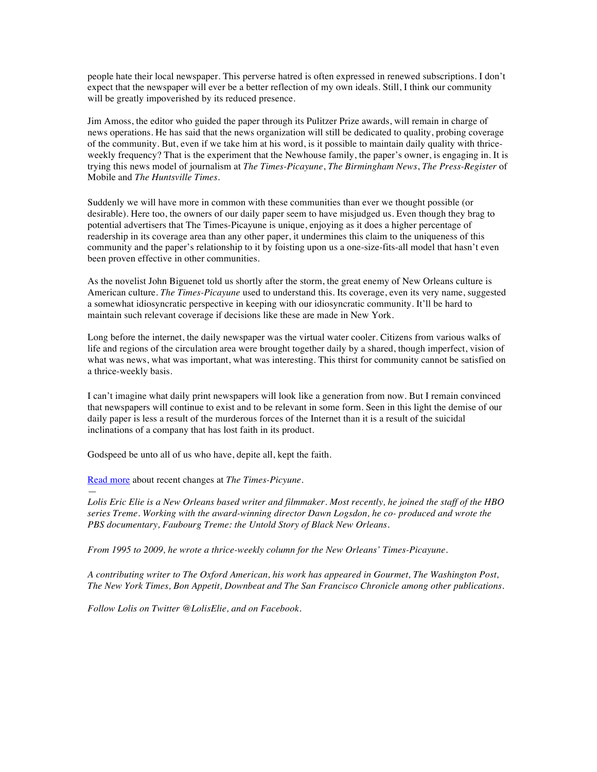people hate their local newspaper. This perverse hatred is often expressed in renewed subscriptions. I don't expect that the newspaper will ever be a better reflection of my own ideals. Still, I think our community will be greatly impoverished by its reduced presence.

Jim Amoss, the editor who guided the paper through its Pulitzer Prize awards, will remain in charge of news operations. He has said that the news organization will still be dedicated to quality, probing coverage of the community. But, even if we take him at his word, is it possible to maintain daily quality with thrice-weekly frequency? That is the experiment that the Newhouse family, the paper's owner, is engaging in. It is trying this news model of journalism at *The Times-Picayune*, *The Birmingham News*, *The Press-Register* of Mobile and *The Huntsville Times*.

Suddenly we will have more in common with these communities than ever we thought possible (or desirable). Here too, the owners of our daily paper seem to have misjudged us. Even though they brag to potential advertisers that The Times-Picayune is unique, enjoying as it does a higher percentage of readership in its coverage area than any other paper, it undermines this claim to the uniqueness of this community and the paper's relationship to it by foisting upon us a one-size-fits-all model that hasn't even been proven effective in other communities.

As the novelist John Biguenet told us shortly after the storm, the great enemy of New Orleans culture is American culture. *The Times-Picayune* used to understand this. Its coverage, even its very name, suggested a somewhat idiosyncratic perspective in keeping with our idiosyncratic community. It'll be hard to maintain such relevant coverage if decisions like these are made in New York.

Long before the internet, the daily newspaper was the virtual water cooler. Citizens from various walks of life and regions of the circulation area were brought together daily by a shared, though imperfect, vision of what was news, what was important, what was interesting. This thirst for community cannot be satisfied on a thrice-weekly basis.

I can't imagine what daily print newspapers will look like a generation from now. But I remain convinced that newspapers will continue to exist and to be relevant in some form. Seen in this light the demise of our daily paper is less a result of the murderous forces of the Internet than it is a result of the suicidal inclinations of a company that has lost faith in its product.

Godspeed be unto all of us who have, depite all, kept the faith.

Read more about recent changes at *The Times-Picyune*.

—

*Lolis Eric Elie is a New Orleans based writer and filmmaker. Most recently, he joined the staff of the HBO series Treme. Working with the award-winning director Dawn Logsdon, he co- produced and wrote the PBS documentary, Faubourg Treme: the Untold Story of Black New Orleans.*

*From 1995 to 2009, he wrote a thrice-weekly column for the New Orleans' Times-Picayune.*

*A contributing writer to The Oxford American, his work has appeared in Gourmet, The Washington Post, The New York Times, Bon Appetit, Downbeat and The San Francisco Chronicle among other publications.*

*Follow Lolis on Twitter @LolisElie, and on Facebook.*